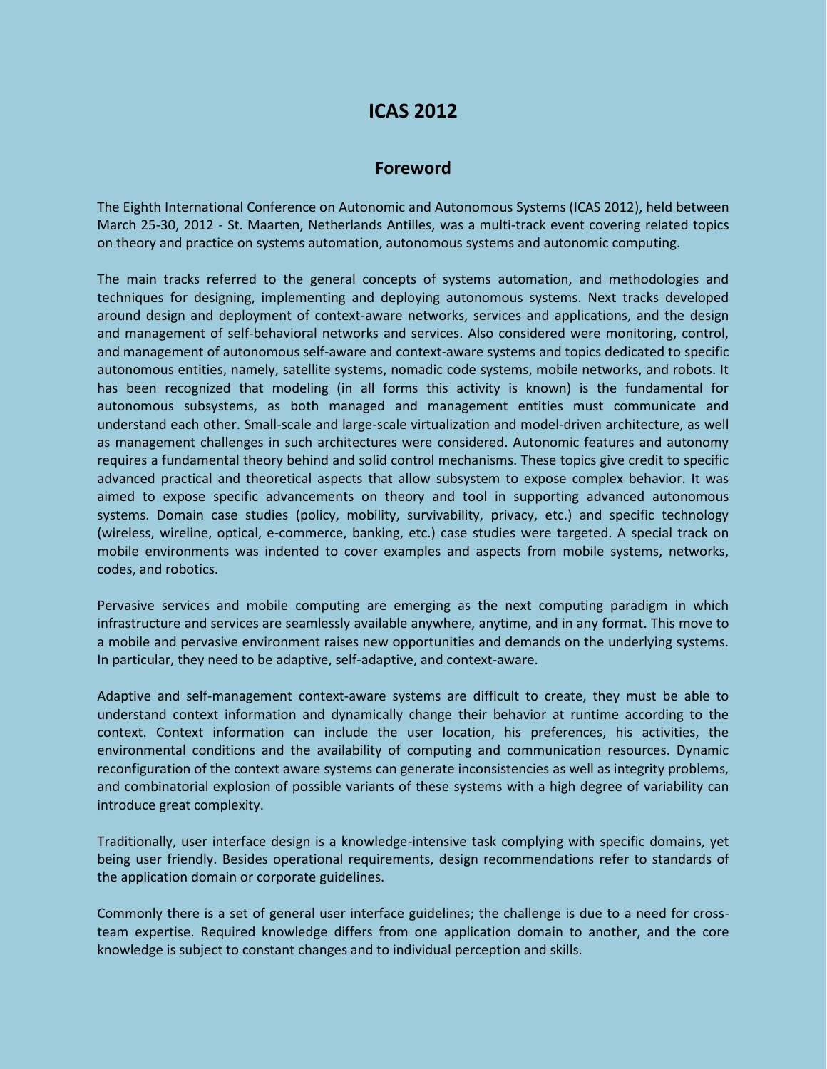# ICAS 2012

## Foreword

The Eighth International Conference on Autonomic and Autonomous Systems (ICAS 2012), held between March 25-30, 2012 - St. Maarten, Netherlands Antilles, was a multi-track event covering related topics on theory and practice on systems automation, autonomous systems and autonomic computing.

The main tracks referred to the general concepts of systems automation, and methodologies and techniques for designing, implementing and deploying autonomous systems. Next tracks developed around design and deployment of context-aware networks, services and applications, and the design and management of self-behavioral networks and services. Also considered were monitoring, control, and management of autonomous self-aware and context-aware systems and topics dedicated to specific autonomous entities, namely, satellite systems, nomadic code systems, mobile networks, and robots. It has been recognized that modeling (in all forms this activity is known) is the fundamental for autonomous subsystems, as both managed and management entities must communicate and understand each other. Small-scale and large-scale virtualization and model-driven architecture, as well as management challenges in such architectures were considered. Autonomic features and autonomy requires a fundamental theory behind and solid control mechanisms. These topics give credit to specific advanced practical and theoretical aspects that allow subsystem to expose complex behavior. It was aimed to expose specific advancements on theory and tool in supporting advanced autonomous systems. Domain case studies (policy, mobility, survivability, privacy, etc.) and specific technology (wireless, wireline, optical, e-commerce, banking, etc.) case studies were targeted. A special track on mobile environments was indented to cover examples and aspects from mobile systems, networks, codes, and robotics.

Pervasive services and mobile computing are emerging as the next computing paradigm in which infrastructure and services are seamlessly available anywhere, anytime, and in any format. This move to a mobile and pervasive environment raises new opportunities and demands on the underlying systems. In particular, they need to be adaptive, self-adaptive, and context-aware.

Adaptive and self-management context-aware systems are difficult to create, they must be able to understand context information and dynamically change their behavior at runtime according to the context. Context information can include the user location, his preferences, his activities, the environmental conditions and the availability of computing and communication resources. Dynamic reconfiguration of the context aware systems can generate inconsistencies as well as integrity problems, and combinatorial explosion of possible variants of these systems with a high degree of variability can introduce great complexity.

Traditionally, user interface design is a knowledge-intensive task complying with specific domains, yet being user friendly. Besides operational requirements, design recommendations refer to standards of the application domain or corporate guidelines.

Commonly there is a set of general user interface guidelines; the challenge is due to a need for cross-team expertise. Required knowledge differs from one application domain to another, and the core knowledge is subject to constant changes and to individual perception and skills.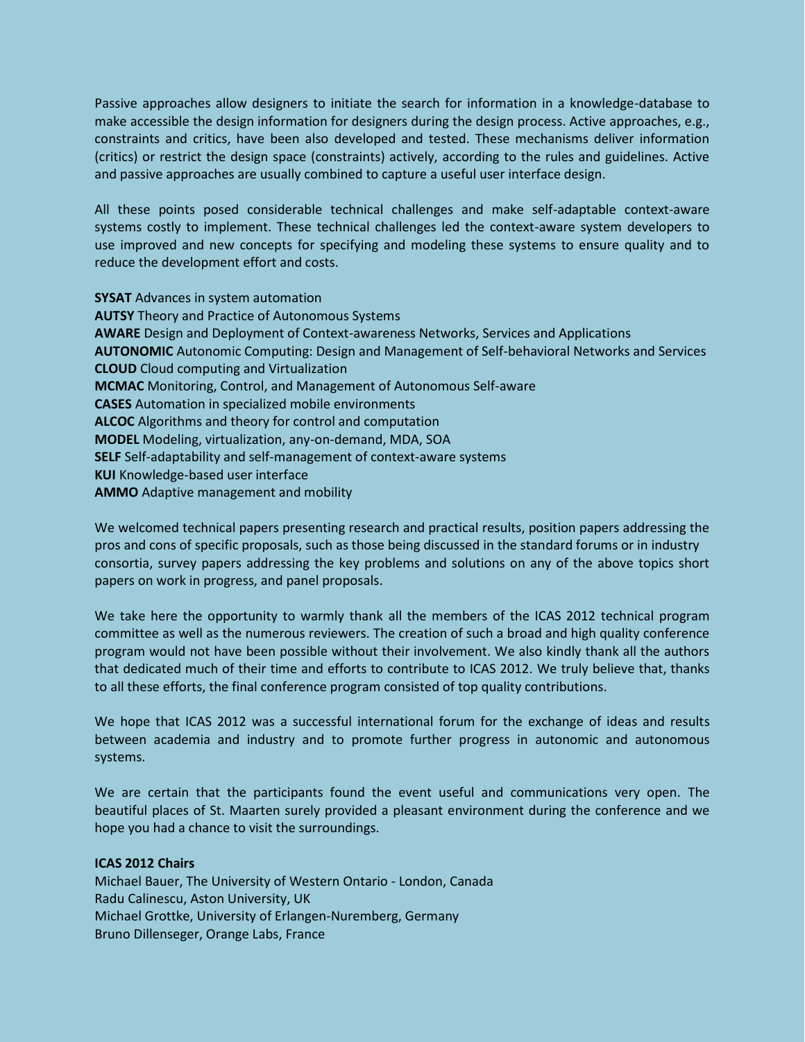Passive approaches allow designers to initiate the search for information in a knowledge-database to make accessible the design information for designers during the design process. Active approaches, e.g., constraints and critics, have been also developed and tested. These mechanisms deliver information (critics) or restrict the design space (constraints) actively, according to the rules and guidelines. Active and passive approaches are usually combined to capture a useful user interface design.

All these points posed considerable technical challenges and make self-adaptable context-aware systems costly to implement. These technical challenges led the context-aware system developers to use improved and new concepts for specifying and modeling these systems to ensure quality and to reduce the development effort and costs.

**SYSAT** Advances in system automation
**AUTSY** Theory and Practice of Autonomous Systems
**AWARE** Design and Deployment of Context-awareness Networks, Services and Applications
**AUTONOMIC** Autonomic Computing: Design and Management of Self-behavioral Networks and Services
**CLOUD** Cloud computing and Virtualization
**MCMAC** Monitoring, Control, and Management of Autonomous Self-aware
**CASES** Automation in specialized mobile environments
**ALCOC** Algorithms and theory for control and computation
**MODEL** Modeling, virtualization, any-on-demand, MDA, SOA
**SELF** Self-adaptability and self-management of context-aware systems
**KUI** Knowledge-based user interface
**AMMO** Adaptive management and mobility

We welcomed technical papers presenting research and practical results, position papers addressing the pros and cons of specific proposals, such as those being discussed in the standard forums or in industry consortia, survey papers addressing the key problems and solutions on any of the above topics short papers on work in progress, and panel proposals.

We take here the opportunity to warmly thank all the members of the ICAS 2012 technical program committee as well as the numerous reviewers. The creation of such a broad and high quality conference program would not have been possible without their involvement. We also kindly thank all the authors that dedicated much of their time and efforts to contribute to ICAS 2012. We truly believe that, thanks to all these efforts, the final conference program consisted of top quality contributions.

We hope that ICAS 2012 was a successful international forum for the exchange of ideas and results between academia and industry and to promote further progress in autonomic and autonomous systems.

We are certain that the participants found the event useful and communications very open. The beautiful places of St. Maarten surely provided a pleasant environment during the conference and we hope you had a chance to visit the surroundings.

**ICAS 2012 Chairs**
Michael Bauer, The University of Western Ontario - London, Canada
Radu Calinescu, Aston University, UK
Michael Grottke, University of Erlangen-Nuremberg, Germany
Bruno Dillenseger, Orange Labs, France